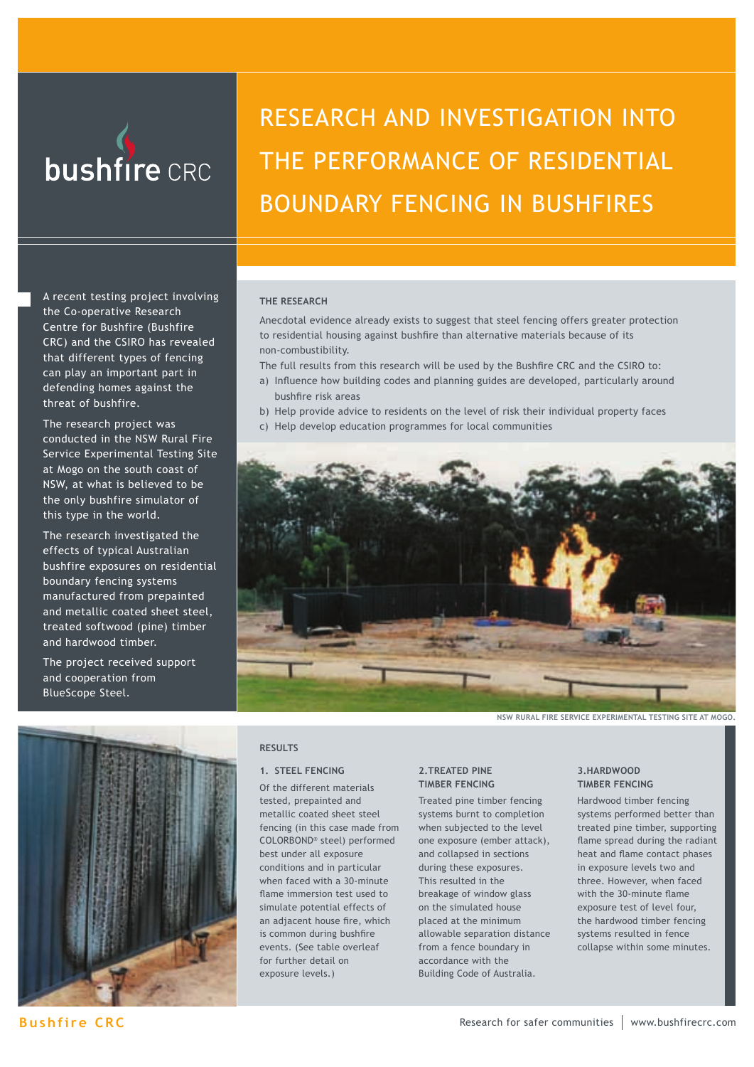bushfire CRC

# RESEARCH AND INVESTIGATION INTO THE PERFORMANCE OF RESIDENTIAL BOUNDARY FENCING IN BUSHFIRES

A recent testing project involving the Co-operative Research Centre for Bushfire (Bushfire CRC) and the CSIRO has revealed that different types of fencing can play an important part in defending homes against the threat of bushfire.

The research project was conducted in the NSW Rural Fire Service Experimental Testing Site at Mogo on the south coast of NSW, at what is believed to be the only bushfire simulator of this type in the world.

The research investigated the effects of typical Australian bushfire exposures on residential boundary fencing systems manufactured from prepainted and metallic coated sheet steel, treated softwood (pine) timber and hardwood timber.

The project received support and cooperation from BlueScope Steel.

## THE RESEARCH

Anecdotal evidence already exists to suggest that steel fencing offers greater protection to residential housing against bushfire than alternative materials because of its non-combustibility.

The full results from this research will be used by the Bushfire CRC and the CSIRO to:

a) Influence how building codes and planning guides are developed, particularly around bushfire risk areas
b) Help provide advice to residents on the level of risk their individual property faces
c) Help develop education programmes for local communities

NSW RURAL FIRE SERVICE EXPERIMENTAL TESTING SITE AT MOGO.

## RESULTS

### 1. STEEL FENCING

Of the different materials tested, prepainted and metallic coated sheet steel fencing (in this case made from COLORBOND® steel) performed best under all exposure conditions and in particular when faced with a 30-minute flame immersion test used to simulate potential effects of an adjacent house fire, which is common during bushfire events. (See table overleaf for further detail on exposure levels.)

### 2. TREATED PINE TIMBER FENCING

Treated pine timber fencing systems burnt to completion when subjected to the level one exposure (ember attack), and collapsed in sections during these exposures. This resulted in the breakage of window glass on the simulated house placed at the minimum allowable separation distance from a fence boundary in accordance with the Building Code of Australia.

### 3. HARDWOOD TIMBER FENCING

Hardwood timber fencing systems performed better than treated pine timber, supporting flame spread during the radiant heat and flame contact phases in exposure levels two and three. However, when faced with the 30-minute flame exposure test of level four, the hardwood timber fencing systems resulted in fence collapse within some minutes.

Bushfire CRC

Research for safer communities | www.bushfirecrc.com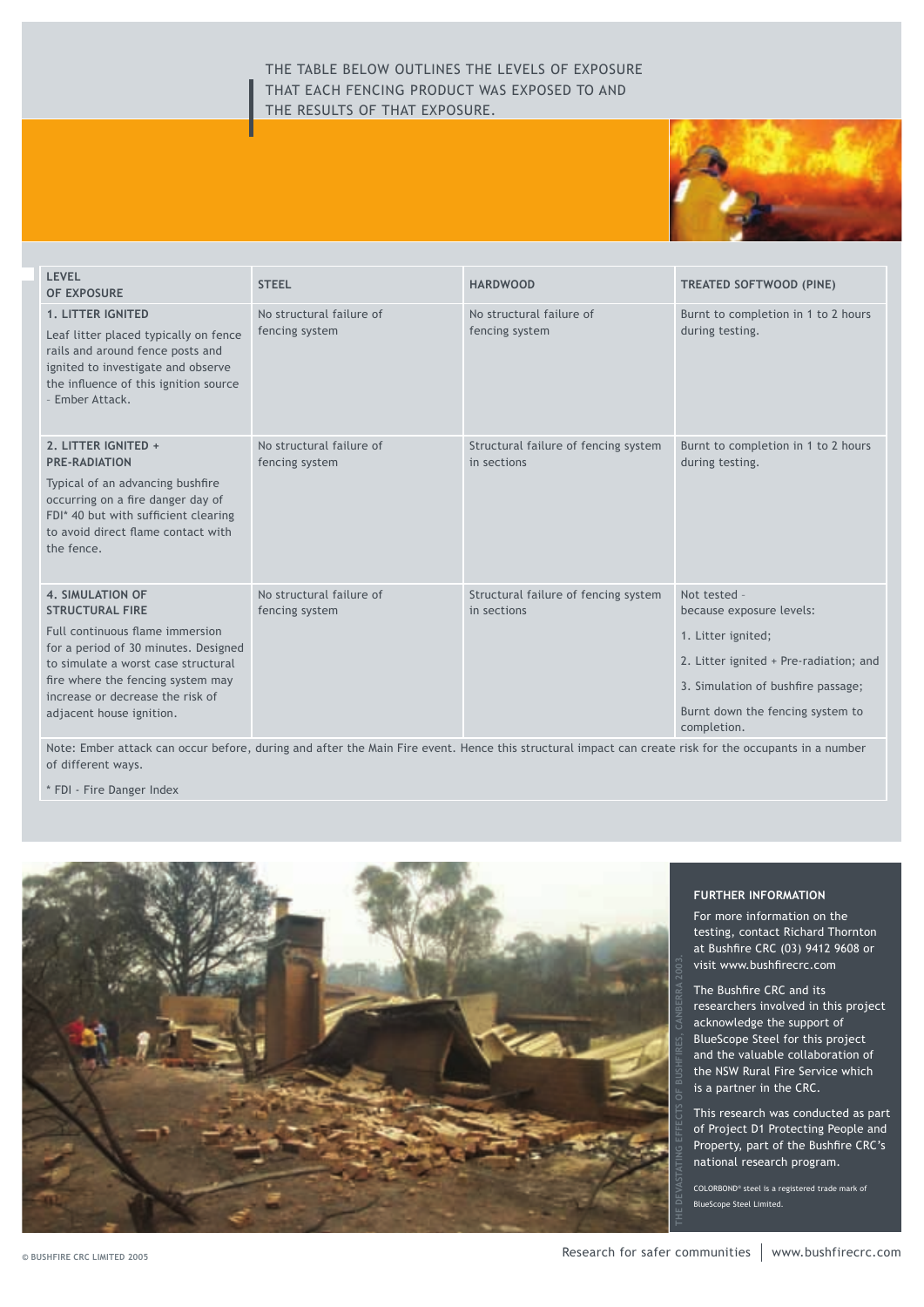THE TABLE BELOW OUTLINES THE LEVELS OF EXPOSURE THAT EACH FENCING PRODUCT WAS EXPOSED TO AND THE RESULTS OF THAT EXPOSURE.

| LEVEL OF EXPOSURE | STEEL | HARDWOOD | TREATED SOFTWOOD (PINE) |
|---|---|---|---|
| **1. LITTER IGNITED** Leaf litter placed typically on fence rails and around fence posts and ignited to investigate and observe the influence of this ignition source - Ember Attack. | No structural failure of fencing system | No structural failure of fencing system | Burnt to completion in 1 to 2 hours during testing. |
| **2. LITTER IGNITED + PRE-RADIATION** Typical of an advancing bushfire occurring on a fire danger day of FDI* 40 but with sufficient clearing to avoid direct flame contact with the fence. | No structural failure of fencing system | Structural failure of fencing system in sections | Burnt to completion in 1 to 2 hours during testing. |
| **4. SIMULATION OF STRUCTURAL FIRE** Full continuous flame immersion for a period of 30 minutes. Designed to simulate a worst case structural fire where the fencing system may increase or decrease the risk of adjacent house ignition. | No structural failure of fencing system | Structural failure of fencing system in sections | Not tested - because exposure levels: 1. Litter ignited; 2. Litter ignited + Pre-radiation; and 3. Simulation of bushfire passage; Burnt down the fencing system to completion. |

Note: Ember attack can occur before, during and after the Main Fire event. Hence this structural impact can create risk for the occupants in a number of different ways.

\* FDI - Fire Danger Index

THE DEVASTATING EFFECTS OF BUSHFIRES, CANBERRA 2003.

#### FURTHER INFORMATION

For more information on the testing, contact Richard Thornton at Bushfire CRC (03) 9412 9608 or visit www.bushfirecrc.com

The Bushfire CRC and its researchers involved in this project acknowledge the support of BlueScope Steel for this project and the valuable collaboration of the NSW Rural Fire Service which is a partner in the CRC.

This research was conducted as part of Project D1 Protecting People and Property, part of the Bushfire CRC's national research program.

COLORBOND® steel is a registered trade mark of BlueScope Steel Limited.

© BUSHFIRE CRC LIMITED 2005

Research for safer communities | www.bushfirecrc.com